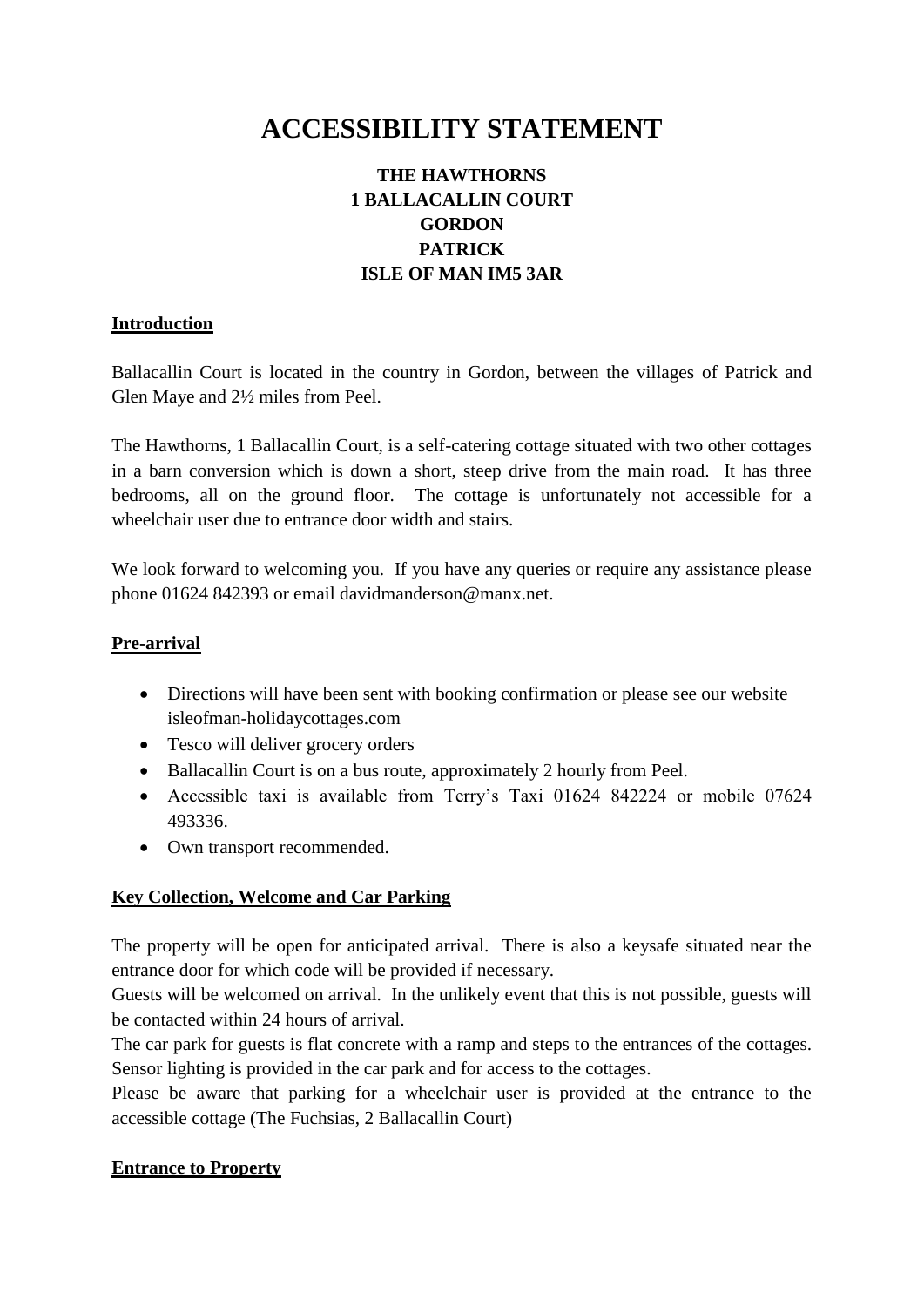# ACCESSIBILITY STATEMENT

**THE HAWTHORNS**
**1 BALLACALLIN COURT**
**GORDON**
**PATRICK**
**ISLE OF MAN IM5 3AR**

## Introduction

Ballacallin Court is located in the country in Gordon, between the villages of Patrick and Glen Maye and 2½ miles from Peel.

The Hawthorns, 1 Ballacallin Court, is a self-catering cottage situated with two other cottages in a barn conversion which is down a short, steep drive from the main road. It has three bedrooms, all on the ground floor. The cottage is unfortunately not accessible for a wheelchair user due to entrance door width and stairs.

We look forward to welcoming you. If you have any queries or require any assistance please phone 01624 842393 or email davidmanderson@manx.net.

## Pre-arrival

- Directions will have been sent with booking confirmation or please see our website isleofman-holidaycottages.com
- Tesco will deliver grocery orders
- Ballacallin Court is on a bus route, approximately 2 hourly from Peel.
- Accessible taxi is available from Terry's Taxi 01624 842224 or mobile 07624 493336.
- Own transport recommended.

## Key Collection, Welcome and Car Parking

The property will be open for anticipated arrival. There is also a keysafe situated near the entrance door for which code will be provided if necessary.
Guests will be welcomed on arrival. In the unlikely event that this is not possible, guests will be contacted within 24 hours of arrival.
The car park for guests is flat concrete with a ramp and steps to the entrances of the cottages. Sensor lighting is provided in the car park and for access to the cottages.
Please be aware that parking for a wheelchair user is provided at the entrance to the accessible cottage (The Fuchsias, 2 Ballacallin Court)

## Entrance to Property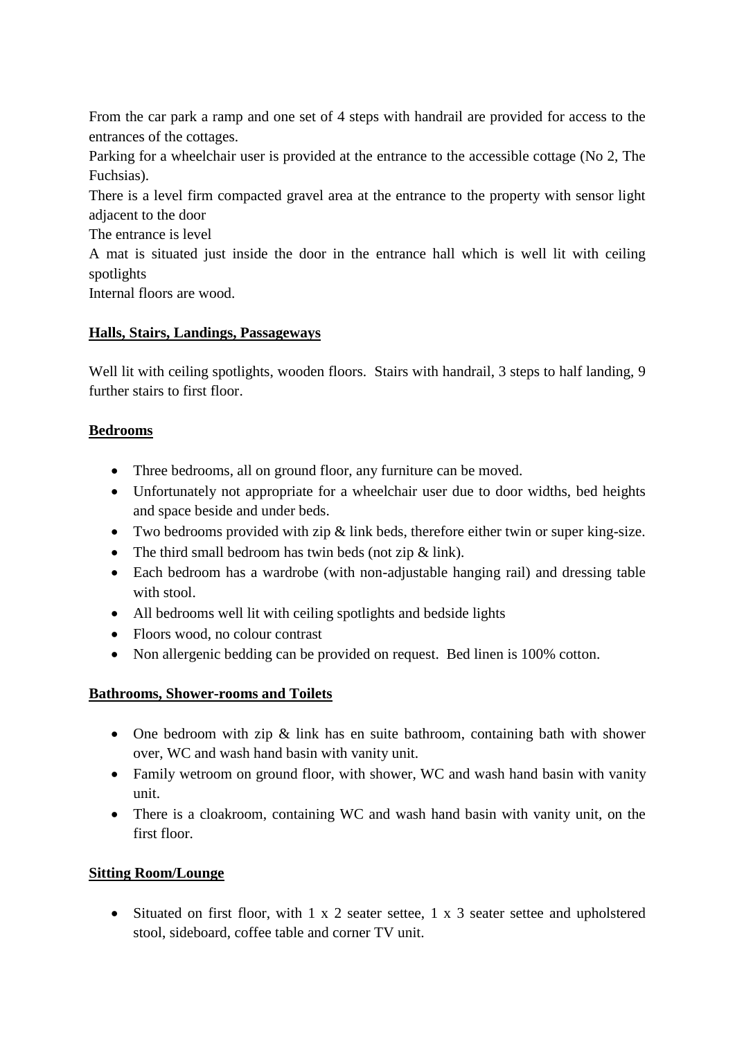From the car park a ramp and one set of 4 steps with handrail are provided for access to the entrances of the cottages.

Parking for a wheelchair user is provided at the entrance to the accessible cottage (No 2, The Fuchsias).

There is a level firm compacted gravel area at the entrance to the property with sensor light adjacent to the door

The entrance is level

A mat is situated just inside the door in the entrance hall which is well lit with ceiling spotlights

Internal floors are wood.

## Halls, Stairs, Landings, Passageways

Well lit with ceiling spotlights, wooden floors. Stairs with handrail, 3 steps to half landing, 9 further stairs to first floor.

## Bedrooms

- Three bedrooms, all on ground floor, any furniture can be moved.
- Unfortunately not appropriate for a wheelchair user due to door widths, bed heights and space beside and under beds.
- Two bedrooms provided with zip & link beds, therefore either twin or super king-size.
- The third small bedroom has twin beds (not zip & link).
- Each bedroom has a wardrobe (with non-adjustable hanging rail) and dressing table with stool.
- All bedrooms well lit with ceiling spotlights and bedside lights
- Floors wood, no colour contrast
- Non allergenic bedding can be provided on request. Bed linen is 100% cotton.

## Bathrooms, Shower-rooms and Toilets

- One bedroom with zip & link has en suite bathroom, containing bath with shower over, WC and wash hand basin with vanity unit.
- Family wetroom on ground floor, with shower, WC and wash hand basin with vanity unit.
- There is a cloakroom, containing WC and wash hand basin with vanity unit, on the first floor.

## Sitting Room/Lounge

- Situated on first floor, with 1 x 2 seater settee, 1 x 3 seater settee and upholstered stool, sideboard, coffee table and corner TV unit.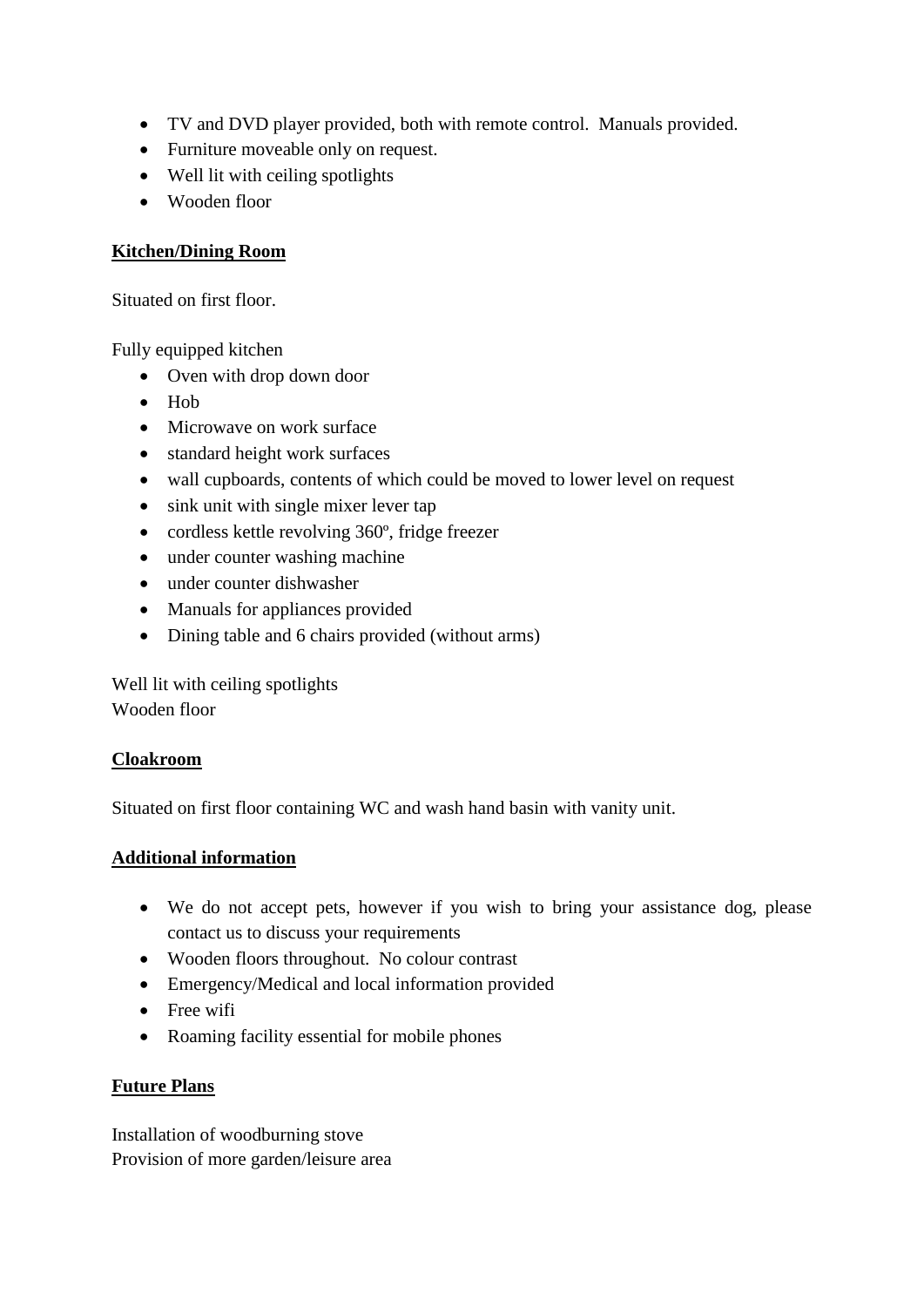- TV and DVD player provided, both with remote control. Manuals provided.
- Furniture moveable only on request.
- Well lit with ceiling spotlights
- Wooden floor

## Kitchen/Dining Room

Situated on first floor.

Fully equipped kitchen

- Oven with drop down door
- Hob
- Microwave on work surface
- standard height work surfaces
- wall cupboards, contents of which could be moved to lower level on request
- sink unit with single mixer lever tap
- cordless kettle revolving 360º, fridge freezer
- under counter washing machine
- under counter dishwasher
- Manuals for appliances provided
- Dining table and 6 chairs provided (without arms)

Well lit with ceiling spotlights
Wooden floor

## Cloakroom

Situated on first floor containing WC and wash hand basin with vanity unit.

## Additional information

- We do not accept pets, however if you wish to bring your assistance dog, please contact us to discuss your requirements
- Wooden floors throughout. No colour contrast
- Emergency/Medical and local information provided
- Free wifi
- Roaming facility essential for mobile phones

## Future Plans

Installation of woodburning stove
Provision of more garden/leisure area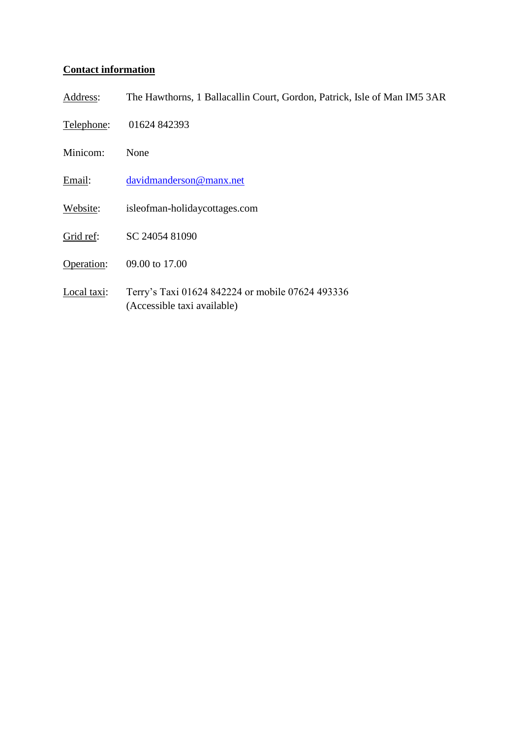**Contact information**

Address: The Hawthorns, 1 Ballacallin Court, Gordon, Patrick, Isle of Man IM5 3AR

Telephone: 01624 842393

Minicom: None

Email: davidmanderson@manx.net

Website: isleofman-holidaycottages.com

Grid ref: SC 24054 81090

Operation: 09.00 to 17.00

Local taxi: Terry's Taxi 01624 842224 or mobile 07624 493336
(Accessible taxi available)